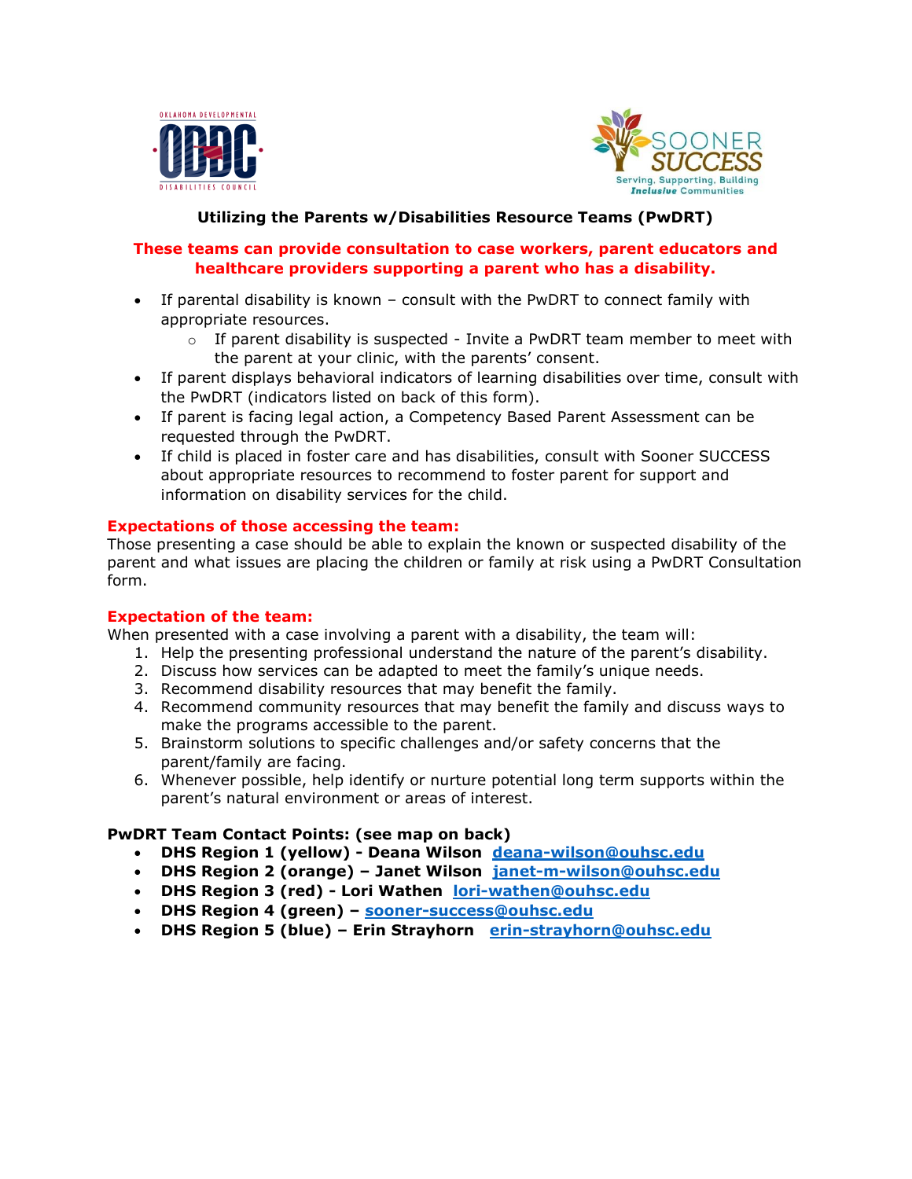## Utilizing the Parents w/Disabilities Resource Teams (PwDRT)

**These teams can provide consultation to case workers, parent educators and healthcare providers supporting a parent who has a disability.**

- If parental disability is known – consult with the PwDRT to connect family with appropriate resources.
  - If parent disability is suspected - Invite a PwDRT team member to meet with the parent at your clinic, with the parents' consent.
- If parent displays behavioral indicators of learning disabilities over time, consult with the PwDRT (indicators listed on back of this form).
- If parent is facing legal action, a Competency Based Parent Assessment can be requested through the PwDRT.
- If child is placed in foster care and has disabilities, consult with Sooner SUCCESS about appropriate resources to recommend to foster parent for support and information on disability services for the child.

**Expectations of those accessing the team:**
Those presenting a case should be able to explain the known or suspected disability of the parent and what issues are placing the children or family at risk using a PwDRT Consultation form.

**Expectation of the team:**
When presented with a case involving a parent with a disability, the team will:

1. Help the presenting professional understand the nature of the parent's disability.
2. Discuss how services can be adapted to meet the family's unique needs.
3. Recommend disability resources that may benefit the family.
4. Recommend community resources that may benefit the family and discuss ways to make the programs accessible to the parent.
5. Brainstorm solutions to specific challenges and/or safety concerns that the parent/family are facing.
6. Whenever possible, help identify or nurture potential long term supports within the parent's natural environment or areas of interest.

**PwDRT Team Contact Points: (see map on back)**

- **DHS Region 1 (yellow) - Deana Wilson** deana-wilson@ouhsc.edu
- **DHS Region 2 (orange) – Janet Wilson** janet-m-wilson@ouhsc.edu
- **DHS Region 3 (red) - Lori Wathen** lori-wathen@ouhsc.edu
- **DHS Region 4 (green) –** sooner-success@ouhsc.edu
- **DHS Region 5 (blue) – Erin Strayhorn** erin-strayhorn@ouhsc.edu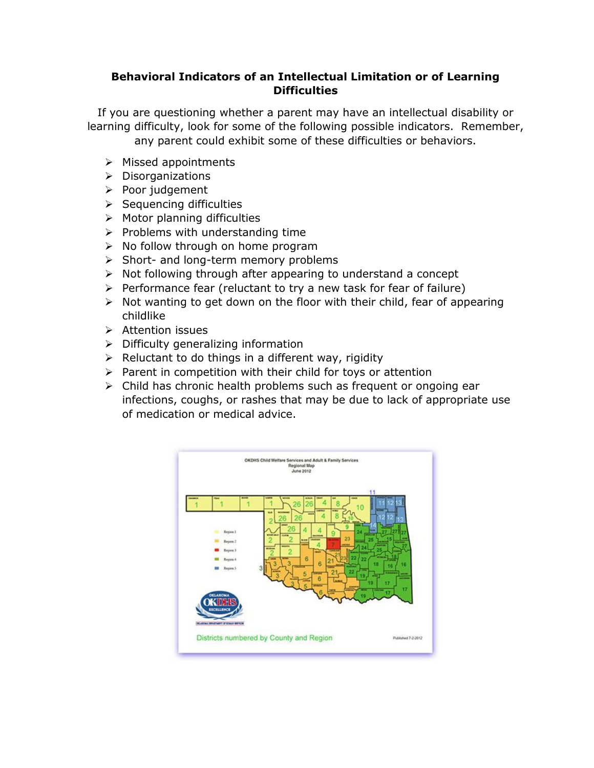**Behavioral Indicators of an Intellectual Limitation or of Learning Difficulties**

If you are questioning whether a parent may have an intellectual disability or learning difficulty, look for some of the following possible indicators. Remember, any parent could exhibit some of these difficulties or behaviors.

- Missed appointments
- Disorganizations
- Poor judgement
- Sequencing difficulties
- Motor planning difficulties
- Problems with understanding time
- No follow through on home program
- Short- and long-term memory problems
- Not following through after appearing to understand a concept
- Performance fear (reluctant to try a new task for fear of failure)
- Not wanting to get down on the floor with their child, fear of appearing childlike
- Attention issues
- Difficulty generalizing information
- Reluctant to do things in a different way, rigidity
- Parent in competition with their child for toys or attention
- Child has chronic health problems such as frequent or ongoing ear infections, coughs, or rashes that may be due to lack of appropriate use of medication or medical advice.

OKDHS Child Welfare Services and Adult & Family Services
Regional Map
June 2012

Region 1
Region 2
Region 3
Region 4
Region 5

Districts numbered by County and Region

Published 7-2-2012